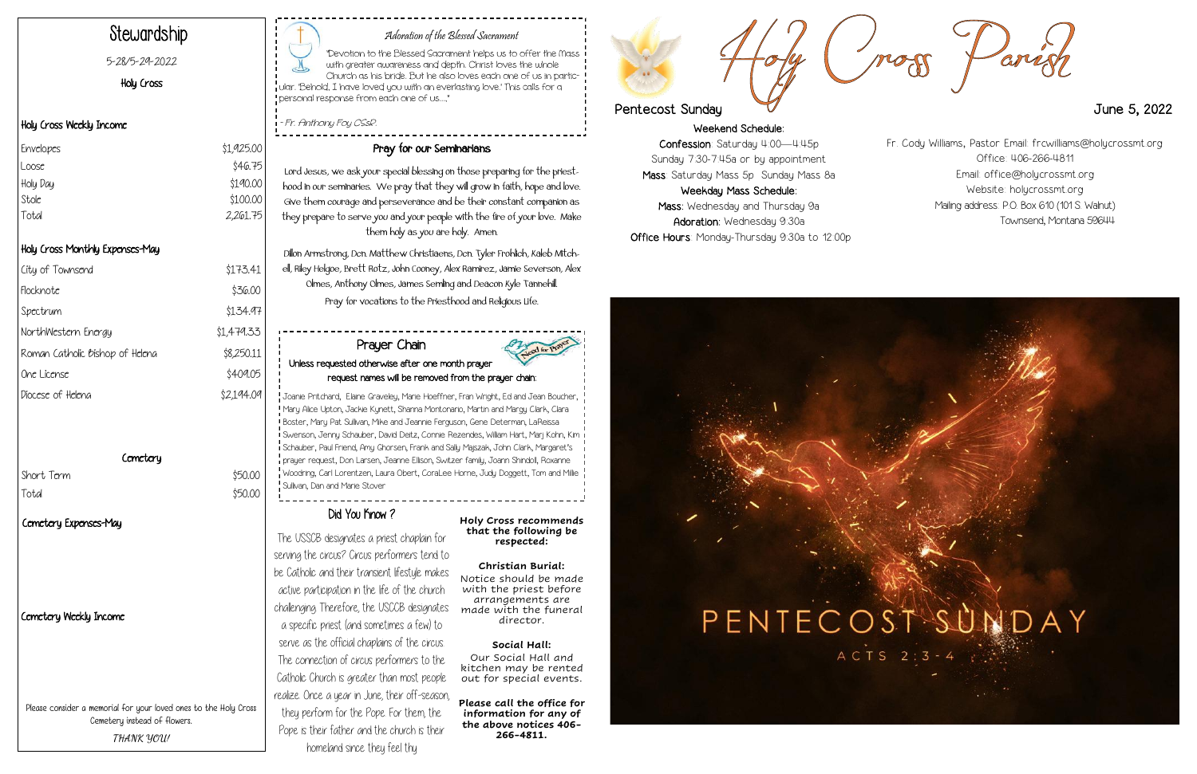# Stewardship

5-28/5-29-2022

Holy Cross

## Holy Cross Weekly Income

| | |
|---|---|
| Envelopes | $1,925.00 |
| Loose | $46.75 |
| Holy Day | $190.00 |
| Stole | $100.00 |
| Total | 2,261.75 |

## Holy Cross Monthly Expenses-May

| | |
|---|---|
| City of Townsend | $173.41 |
| Flocknote | $36.00 |
| Spectrum | $134.97 |
| NorthWestern Energy | $1,479.33 |
| Roman Catholic Bishop of Helena | $8,250.11 |
| One License | $409.05 |
| Diocese of Helena | $2,194.09 |

## Cemetery

| | |
|---|---|
| Short Term | $50.00 |
| Total | $50.00 |

## Cemetery Expenses-May

## Cemetery Weekly Income

Please consider a memorial for your loved ones to the Holy Cross Cemetery instead of flowers.

*THANK YOU!*

### *Adoration of the Blessed Sacrament*

"Devotion to the Blessed Sacrament helps us to offer the Mass with greater awareness and depth. Christ loves the whole Church as his bride. But he also loves each one of us in particular. 'Behold, I have loved you with an everlasting love.' This calls for a personal response from each one of us…."

*- Fr. Anthony Foy CSsR.*

## Pray for our Seminarians

Lord Jesus, we ask your special blessing on those preparing for the priesthood in our seminaries. We pray that they will grow in faith, hope and love. Give them courage and perseverance and be their constant companion as they prepare to serve you and your people with the fire of your love. Make them holy as you are holy. Amen.

Dillon Armstrong, Dcn. Matthew Christiaens, Dcn. Tyler Frohlich, Kaleb Mitchell, Riley Helgoe, Brett Rotz, John Cooney, Alex Ramirez, Jamie Severson, Alex Olmes, Anthony Olmes, James Semling and Deacon Kyle Tannehill.

Pray for vocations to the Priesthood and Religious Life.

## Prayer Chain

**Unless requested otherwise after one month prayer request names will be removed from the prayer chain:**

Joanie Pritchard, Elaine Graveley, Marie Hoeffner, Fran Wright, Ed and Jean Boucher, Mary Alice Upton, Jackie Kynett, Shanna Montonario, Martin and Margy Clark, Clara Boster, Mary Pat Sullivan, Mike and Jeannie Ferguson, Gene Determan, LaReissa Swenson, Jenny Schauber, David Deitz, Connie Rezendes, William Hart, Marj Kohn, Kim Schauber, Paul Friend, Amy Ghorsen, Frank and Sally Majszak, John Clark, Margaret's prayer request, Don Larsen, Jeanne Ellison, Switzer family, Joann Shindoll, Roxanne Woodring, Carl Lorentzen, Laura Obert, CoraLee Horne, Judy Doggett, Tom and Millie Sullivan, Dan and Marie Stover

## Did You Know ?

The USCCB designates a priest chaplain for serving the circus? Circus performers tend to be Catholic and their transient lifestyle makes active participation in the life of the church challenging. Therefore, the USCCB designates a specific priest (and sometimes a few) to serve as the official chaplains of the circus. The connection of circus performers to the Catholic Church is greater than most people realize. Once a year in June, their off-season, they perform for the Pope. For them, the Pope is their father and the church is their homeland since they feel thy

**Holy Cross recommends that the following be respected:**

**Christian Burial:**
Notice should be made with the priest before arrangements are made with the funeral director.

**Social Hall:**
Our Social Hall and kitchen may be rented out for special events.

**Please call the office for information for any of the above notices 406-266-4811.**

# Holy Cross Parish

Pentecost Sunday — June 5, 2022

**Weekend Schedule:**
**Confession**: Saturday 4:00—4:45p
Sunday 7:30-7:45a or by appointment
**Mass**: Saturday Mass 5p Sunday Mass 8a
**Weekday Mass Schedule:**
**Mass**: Wednesday and Thursday 9a
**Adoration**: Wednesday 9:30a
**Office Hours**: Monday-Thursday 9:30a to 12:00p

Fr. Cody Williams, Pastor Email: frcwilliams@holycrossmt.org
Office: 406-266-4811
Email: office@holycrossmt.org
Website: holycrossmt.org
Mailing address: P.O. Box 610 (101 S. Walnut)
Townsend, Montana 59644

PENTECOST SUNDAY
ACTS 2:3-4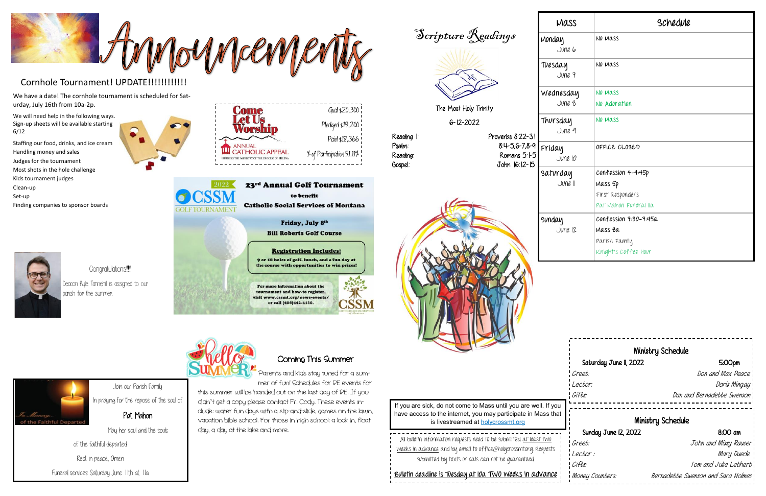# Announcements

## Cornhole Tournament! UPDATE!!!!!!!!!!!!

We have a date! The cornhole tournament is scheduled for Saturday, July 16th from 10a-2p.

We will need help in the following ways. Sign-up sheets will be available starting 6/12

- Staffing our food, drinks, and ice cream
- Handling money and sales
- Judges for the tournament
- Most shots in the hole challenge
- Kids tournament judges
- Clean-up
- Set-up
- Finding companies to sponsor boards

**Come Let Us Worship**

ANNUAL CATHOLIC APPEAL
FUNDING THE MINISTRY OF THE DIOCESE OF HELENA

Goal $20,300
Pledged $19,200
Paid $18,366
% of Participation 51.11%

2022 CSSM GOLF TOURNAMENT

**23rd Annual Golf Tournament**
**to benefit**
**Catholic Social Services of Montana**

**Friday, July 8th**
**Bill Roberts Golf Course**

**Registration Includes:**
9 or 18 holes of golf, lunch, and a fun day at the course with opportunities to win prizes!

For more information about the tournament and how-to register, visit www.cssmt.org/news-events/ or call (406)442-4130.

Congratulations!!!

Deacon Kyle Tannehill is assigned to our parish for the summer.

In Memory... of the Faithful Departed

Join our Parish Family
In praying for the repose of the soul of
Pat Mahon
May her soul and the souls
of the faithful departed
Rest in peace, Amen
Funeral services Saturday June 11th at 11a

Hello Summer

## Coming This Summer

Parents and kids stay tuned for a summer of fun! Schedules for RE events for this summer will be handed out on the last day of RE. If you didn't get a copy please contact Fr. Cody. These events include: water fun days with a slip-and-slide, games on the lawn, vacation bible school. For those in high school: a lock in, float day, a day at the lake and more.

## Scripture Readings

The Most Holy Trinity
6-12-2022

| | |
|---|---|
| Reading I: | Proverbs 8:22-31 |
| Psalm: | 8:4-5,6-7,8-9 |
| Reading: | Romans 5:1-5 |
| Gospel: | John 16:12-15 |

If you are sick, do not come to Mass until you are well. If you have access to the internet, you may participate in Mass that is livestreamed at holycrossmt.org

All bulletin information requests need to be submitted at least two weeks in advance and by email to office@holycrossmt.org. Requests submitted by texts or calls can not be guaranteed.

Bulletin deadline is Tuesday at 10a. Two weeks in advance

| Mass | Schedule |
|---|---|
| Monday June 6 | No Mass |
| Tuesday June 7 | No Mass |
| Wednesday June 8 | No Mass<br>No Adoration |
| Thursday June 9 | No Mass |
| Friday June 10 | OFFICE CLOSED |
| Saturday June 11 | Confession 4-4:45p<br>Mass 5p<br>First Responders<br>Pat Mahon Funeral 11a |
| Sunday June 12 | Confession 7:30-7:45a<br>Mass 8a<br>Parish Family<br>Knight's Coffee Hour |

## Ministry Schedule

| Saturday June 11, 2022 | 5:00pm |
|---|---|
| Greet: | Don and Max Peace |
| Lector: | Doris Mingay |
| Gifts: | Dan and Bernadette Swenson |

## Ministry Schedule

| Sunday June 12, 2022 | 8:00 am |
|---|---|
| Greet: | John and Missy Rauser |
| Lector : | Mary Duede |
| Gifts: | Tom and Julie Lethert |
| Money Counters: | Bernadette Swenson and Sara Holmes |